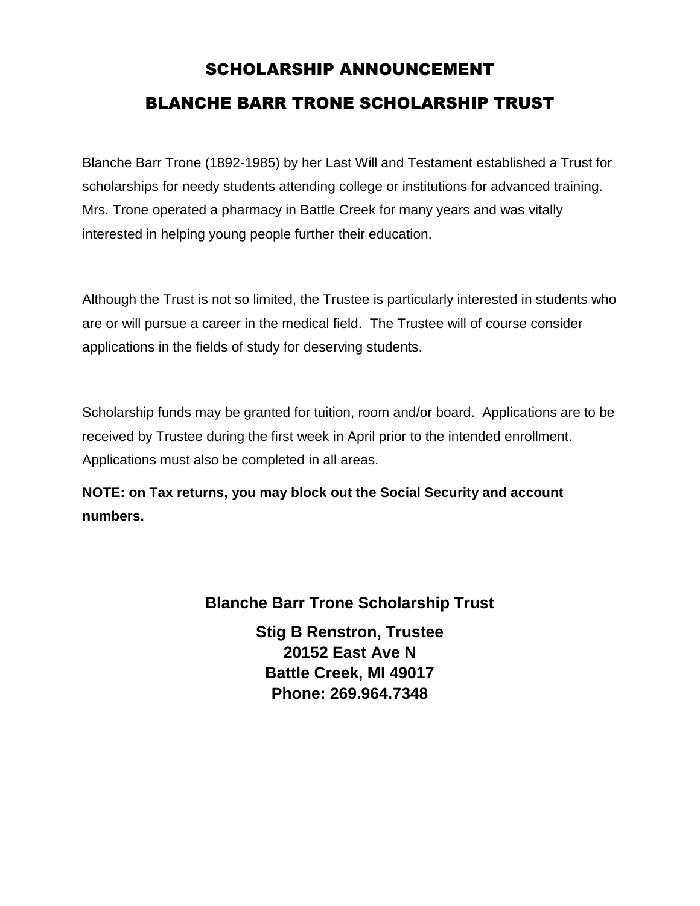# SCHOLARSHIP ANNOUNCEMENT

# BLANCHE BARR TRONE SCHOLARSHIP TRUST

Blanche Barr Trone (1892-1985) by her Last Will and Testament established a Trust for scholarships for needy students attending college or institutions for advanced training. Mrs. Trone operated a pharmacy in Battle Creek for many years and was vitally interested in helping young people further their education.

Although the Trust is not so limited, the Trustee is particularly interested in students who are or will pursue a career in the medical field. The Trustee will of course consider applications in the fields of study for deserving students.

Scholarship funds may be granted for tuition, room and/or board. Applications are to be received by Trustee during the first week in April prior to the intended enrollment. Applications must also be completed in all areas.

**NOTE: on Tax returns, you may block out the Social Security and account numbers.**

**Blanche Barr Trone Scholarship Trust**

**Stig B Renstron, Trustee**
**20152 East Ave N**
**Battle Creek, MI 49017**
**Phone: 269.964.7348**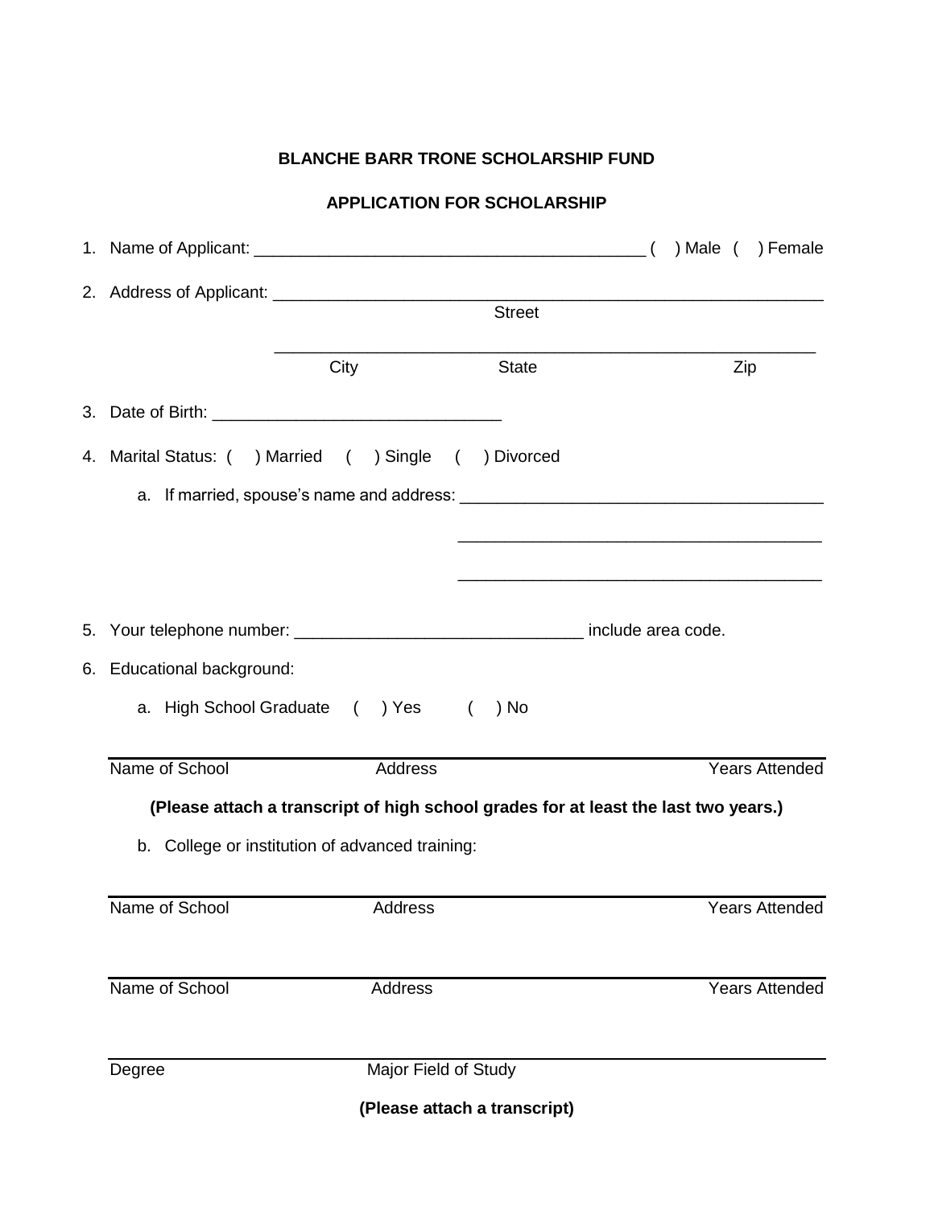**BLANCHE BARR TRONE SCHOLARSHIP FUND**

**APPLICATION FOR SCHOLARSHIP**

1. Name of Applicant: __________________________________________ (  ) Male (  ) Female

2. Address of Applicant: ____________________________________________________________
   Street

   ____________________________________________________________
   City                    State                    Zip

3. Date of Birth: _______________________________

4. Marital Status: (  ) Married (  ) Single (  ) Divorced

   a. If married, spouse's name and address: ________________________________________

      ________________________________________

      ________________________________________

5. Your telephone number: _______________________________ include area code.

6. Educational background:

   a. High School Graduate (  ) Yes (  ) No

   ______________________________________________________________________
   Name of School          Address                    Years Attended

   **(Please attach a transcript of high school grades for at least the last two years.)**

   b. College or institution of advanced training:

   ______________________________________________________________________
   Name of School          Address                    Years Attended

   ______________________________________________________________________
   Name of School          Address                    Years Attended

   ______________________________________________________________________
   Degree          Major Field of Study

   **(Please attach a transcript)**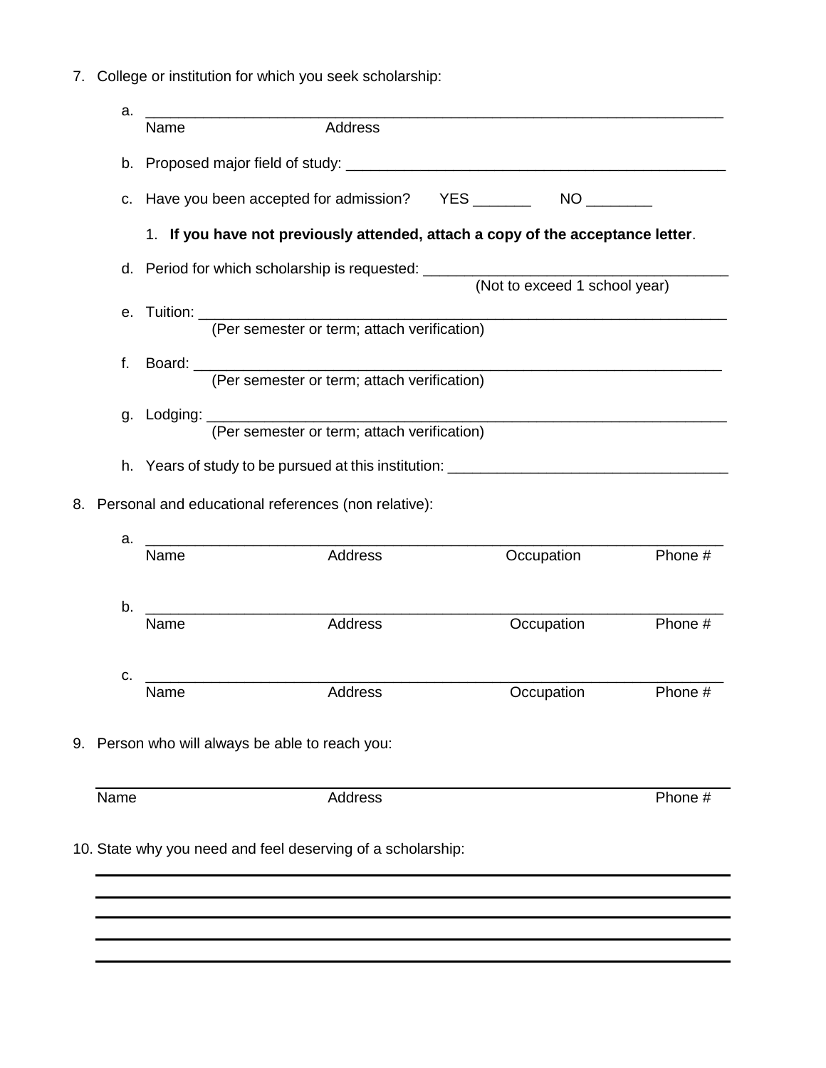7. College or institution for which you seek scholarship:

   a. ______________________________________________________________________
      Name                                   Address

   b. Proposed major field of study: ______________________________________________

   c. Have you been accepted for admission?   YES _______   NO ________

      1. **If you have not previously attended, attach a copy of the acceptance letter**.

   d. Period for which scholarship is requested: ___________________________________
      (Not to exceed 1 school year)

   e. Tuition: _____________________________________________________________
      (Per semester or term; attach verification)

   f. Board: ______________________________________________________________
      (Per semester or term; attach verification)

   g. Lodging: _____________________________________________________________
      (Per semester or term; attach verification)

   h. Years of study to be pursued at this institution: _________________________________

8. Personal and educational references (non relative):

   a. ______________________________________________________________________
      Name                    Address                    Occupation            Phone #

   b. ______________________________________________________________________
      Name                    Address                    Occupation            Phone #

   c. ______________________________________________________________________
      Name                    Address                    Occupation            Phone #

9. Person who will always be able to reach you:

   ______________________________________________________________________
   Name                    Address                                          Phone #

10. State why you need and feel deserving of a scholarship:

______________________________________________________________________

______________________________________________________________________

______________________________________________________________________

______________________________________________________________________

______________________________________________________________________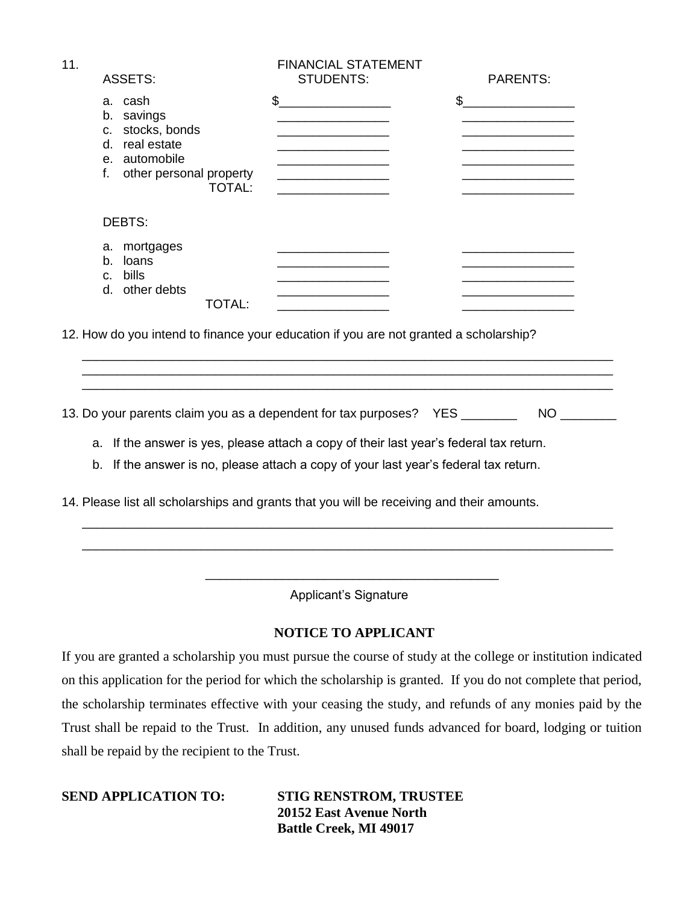11. FINANCIAL STATEMENT

| ASSETS: | STUDENTS: | PARENTS: |
|---|---|---|
| a. cash | $________________ | $________________ |
| b. savings | ________________ | ________________ |
| c. stocks, bonds | ________________ | ________________ |
| d. real estate | ________________ | ________________ |
| e. automobile | ________________ | ________________ |
| f. other personal property | ________________ | ________________ |
| TOTAL: | ________________ | ________________ |

| DEBTS: | | |
|---|---|---|
| a. mortgages | ________________ | ________________ |
| b. loans | ________________ | ________________ |
| c. bills | ________________ | ________________ |
| d. other debts | ________________ | ________________ |
| TOTAL: | ________________ | ________________ |

12. How do you intend to finance your education if you are not granted a scholarship?

_______________________________________________________________________________

_______________________________________________________________________________

_______________________________________________________________________________

13. Do your parents claim you as a dependent for tax purposes? YES ________ NO ________

a. If the answer is yes, please attach a copy of their last year's federal tax return.

b. If the answer is no, please attach a copy of your last year's federal tax return.

14. Please list all scholarships and grants that you will be receiving and their amounts.

_______________________________________________________________________________

_______________________________________________________________________________

____________________________________________

Applicant's Signature

**NOTICE TO APPLICANT**

If you are granted a scholarship you must pursue the course of study at the college or institution indicated on this application for the period for which the scholarship is granted. If you do not complete that period, the scholarship terminates effective with your ceasing the study, and refunds of any monies paid by the Trust shall be repaid to the Trust. In addition, any unused funds advanced for board, lodging or tuition shall be repaid by the recipient to the Trust.

**SEND APPLICATION TO:** **STIG RENSTROM, TRUSTEE**
**20152 East Avenue North**
**Battle Creek, MI 49017**